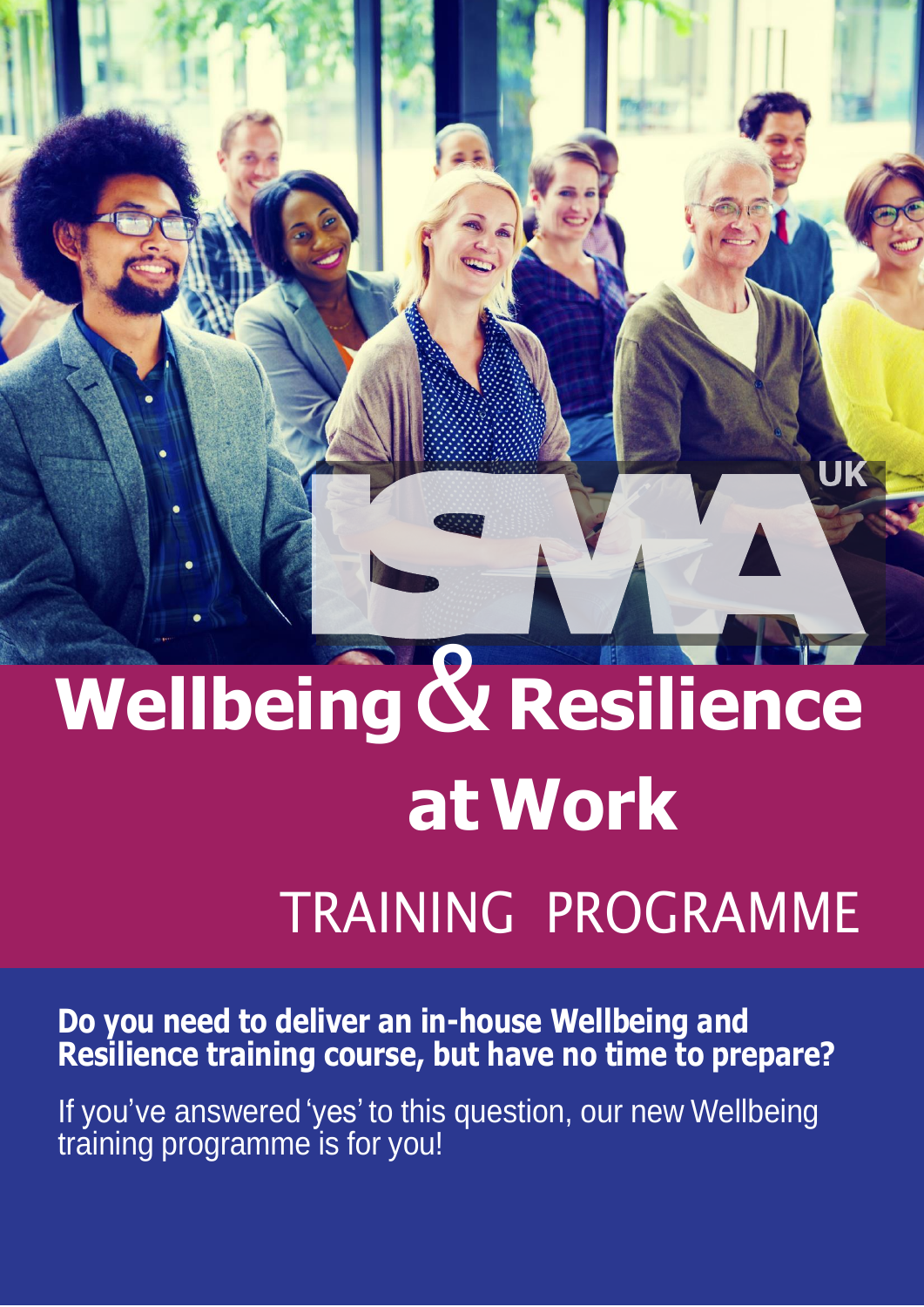ISMA UK

# Wellbeing & Resilience at Work

## TRAINING PROGRAMME

**Do you need to deliver an in-house Wellbeing and Resilience training course, but have no time to prepare?**

If you've answered 'yes' to this question, our new Wellbeing training programme is for you!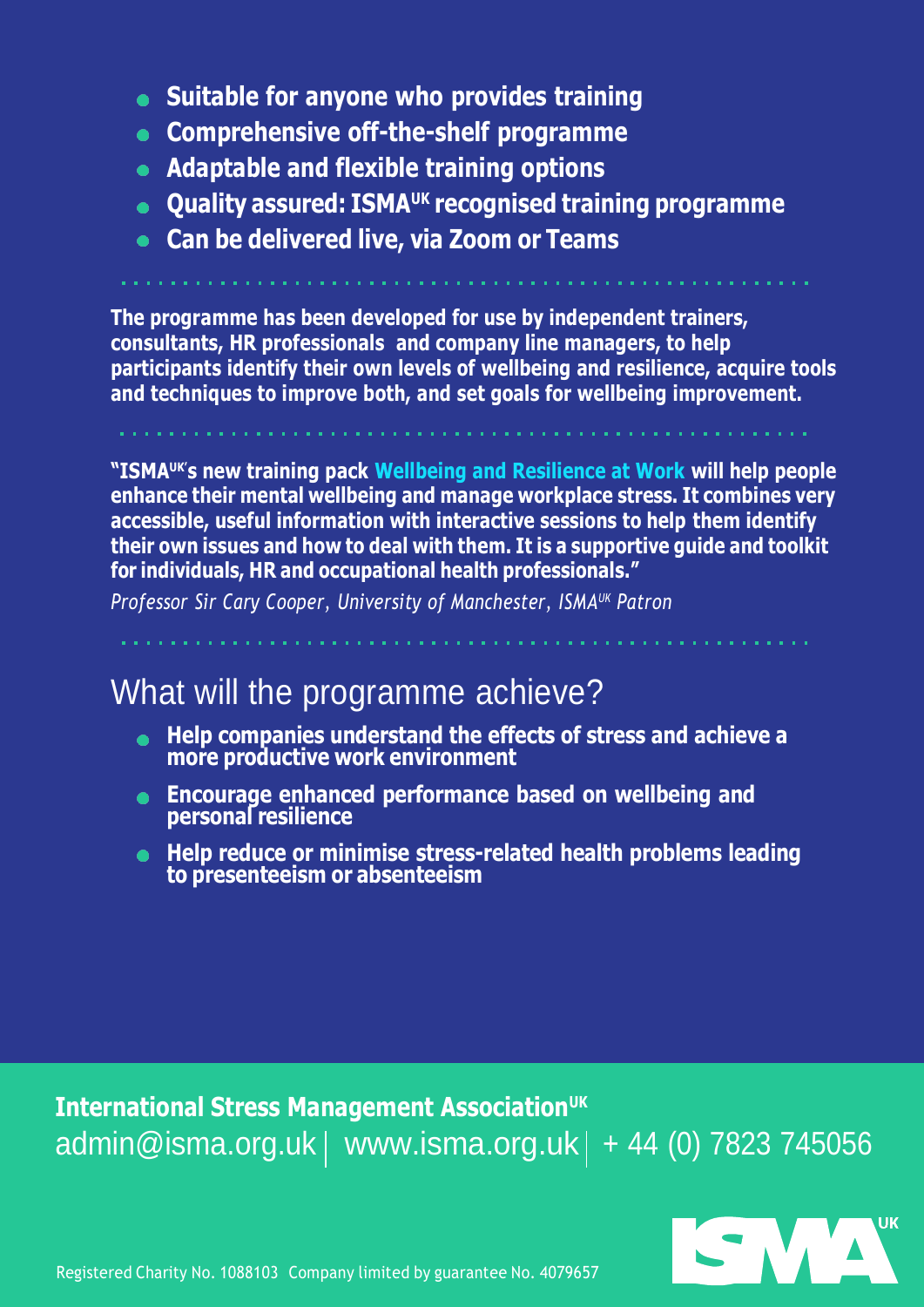- **Suitable for anyone who provides training**
- **Comprehensive off-the-shelf programme**
- **Adaptable and flexible training options**
- **Quality assured: ISMA[UK] recognised training programme**
- **Can be delivered live, via Zoom or Teams**

**The programme has been developed for use by independent trainers, consultants, HR professionals and company line managers, to help participants identify their own levels of wellbeing and resilience, acquire tools and techniques to improve both, and set goals for wellbeing improvement.**

**"ISMA[UK]'s new training pack Wellbeing and Resilience at Work will help people enhance their mental wellbeing and manage workplace stress. It combines very accessible, useful information with interactive sessions to help them identify their own issues and how to deal with them. It is a supportive guide and toolkit for individuals, HR and occupational health professionals."**

*Professor Sir Cary Cooper, University of Manchester, ISMA[UK] Patron*

## What will the programme achieve?

- **Help companies understand the effects of stress and achieve a more productive work environment**
- **Encourage enhanced performance based on wellbeing and personal resilience**
- **Help reduce or minimise stress-related health problems leading to presenteeism or absenteeism**

**International Stress Management Association[UK]**
admin@isma.org.uk | www.isma.org.uk | + 44 (0) 7823 745056

Registered Charity No. 1088103 Company limited by guarantee No. 4079657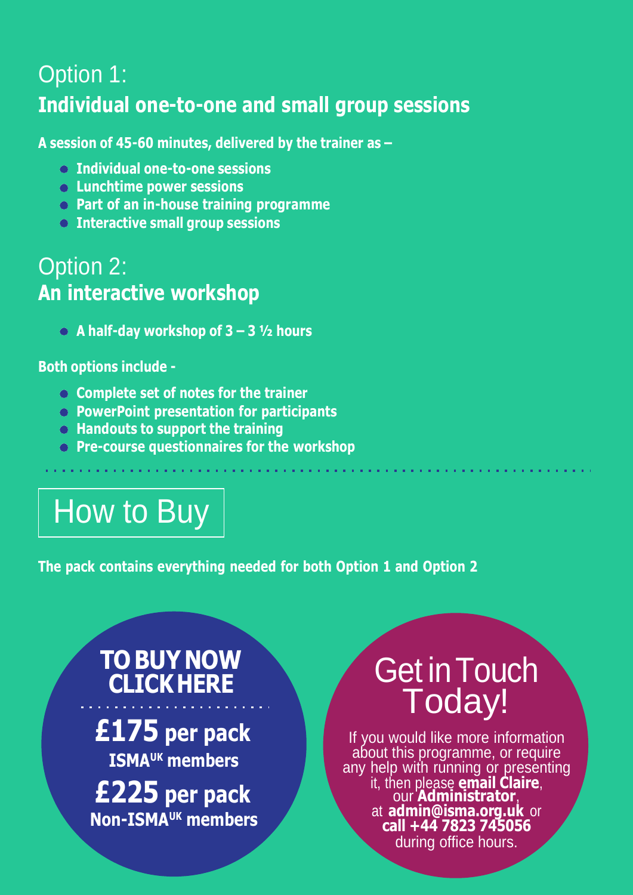## Option 1:
## Individual one-to-one and small group sessions

**A session of 45-60 minutes, delivered by the trainer as –**

- **Individual one-to-one sessions**
- **Lunchtime power sessions**
- **Part of an in-house training programme**
- **Interactive small group sessions**

## Option 2:
## An interactive workshop

- **A half-day workshop of 3 – 3 ½ hours**

**Both options include -**

- **Complete set of notes for the trainer**
- **PowerPoint presentation for participants**
- **Handouts to support the training**
- **Pre-course questionnaires for the workshop**

# How to Buy

**The pack contains everything needed for both Option 1 and Option 2**

**TO BUY NOW CLICK HERE**

**£175 per pack**
**ISMA[UK] members**

**£225 per pack**
**Non-ISMA[UK] members**

## Get in Touch Today!

If you would like more information about this programme, or require any help with running or presenting it, then please **email Claire**, our **Administrator**, at **admin@isma.org.uk** or **call +44 7823 745056** during office hours.